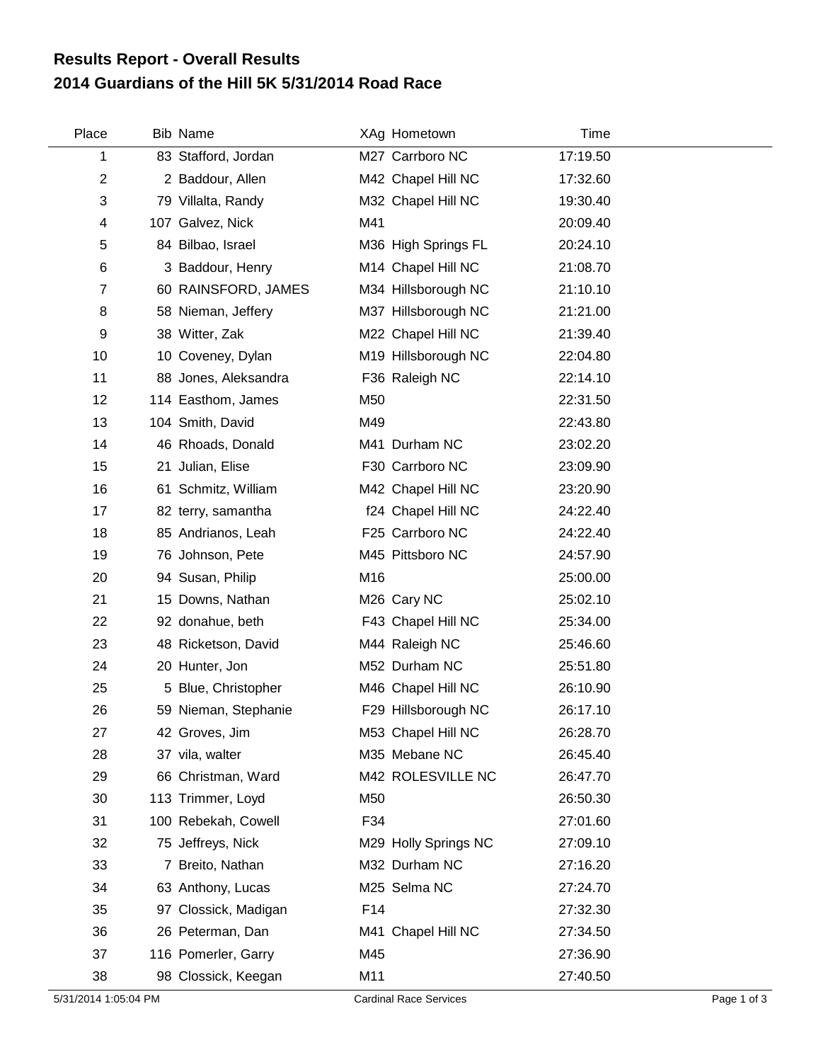# Results Report - Overall Results
## 2014 Guardians of the Hill 5K 5/31/2014 Road Race

| Place | Bib | Name | XAg | Hometown | Time |
|---|---|---|---|---|---|
| 1 | 83 | Stafford, Jordan | M27 | Carrboro NC | 17:19.50 |
| 2 | 2 | Baddour, Allen | M42 | Chapel Hill NC | 17:32.60 |
| 3 | 79 | Villalta, Randy | M32 | Chapel Hill NC | 19:30.40 |
| 4 | 107 | Galvez, Nick | M41 | | 20:09.40 |
| 5 | 84 | Bilbao, Israel | M36 | High Springs FL | 20:24.10 |
| 6 | 3 | Baddour, Henry | M14 | Chapel Hill NC | 21:08.70 |
| 7 | 60 | RAINSFORD, JAMES | M34 | Hillsborough NC | 21:10.10 |
| 8 | 58 | Nieman, Jeffery | M37 | Hillsborough NC | 21:21.00 |
| 9 | 38 | Witter, Zak | M22 | Chapel Hill NC | 21:39.40 |
| 10 | 10 | Coveney, Dylan | M19 | Hillsborough NC | 22:04.80 |
| 11 | 88 | Jones, Aleksandra | F36 | Raleigh NC | 22:14.10 |
| 12 | 114 | Easthom, James | M50 | | 22:31.50 |
| 13 | 104 | Smith, David | M49 | | 22:43.80 |
| 14 | 46 | Rhoads, Donald | M41 | Durham NC | 23:02.20 |
| 15 | 21 | Julian, Elise | F30 | Carrboro NC | 23:09.90 |
| 16 | 61 | Schmitz, William | M42 | Chapel Hill NC | 23:20.90 |
| 17 | 82 | terry, samantha | f24 | Chapel Hill NC | 24:22.40 |
| 18 | 85 | Andrianos, Leah | F25 | Carrboro NC | 24:22.40 |
| 19 | 76 | Johnson, Pete | M45 | Pittsboro NC | 24:57.90 |
| 20 | 94 | Susan, Philip | M16 | | 25:00.00 |
| 21 | 15 | Downs, Nathan | M26 | Cary NC | 25:02.10 |
| 22 | 92 | donahue, beth | F43 | Chapel Hill NC | 25:34.00 |
| 23 | 48 | Ricketson, David | M44 | Raleigh NC | 25:46.60 |
| 24 | 20 | Hunter, Jon | M52 | Durham NC | 25:51.80 |
| 25 | 5 | Blue, Christopher | M46 | Chapel Hill NC | 26:10.90 |
| 26 | 59 | Nieman, Stephanie | F29 | Hillsborough NC | 26:17.10 |
| 27 | 42 | Groves, Jim | M53 | Chapel Hill NC | 26:28.70 |
| 28 | 37 | vila, walter | M35 | Mebane NC | 26:45.40 |
| 29 | 66 | Christman, Ward | M42 | ROLESVILLE NC | 26:47.70 |
| 30 | 113 | Trimmer, Loyd | M50 | | 26:50.30 |
| 31 | 100 | Rebekah, Cowell | F34 | | 27:01.60 |
| 32 | 75 | Jeffreys, Nick | M29 | Holly Springs NC | 27:09.10 |
| 33 | 7 | Breito, Nathan | M32 | Durham NC | 27:16.20 |
| 34 | 63 | Anthony, Lucas | M25 | Selma NC | 27:24.70 |
| 35 | 97 | Clossick, Madigan | F14 | | 27:32.30 |
| 36 | 26 | Peterman, Dan | M41 | Chapel Hill NC | 27:34.50 |
| 37 | 116 | Pomerler, Garry | M45 | | 27:36.90 |
| 38 | 98 | Clossick, Keegan | M11 | | 27:40.50 |

5/31/2014 1:05:04 PM Cardinal Race Services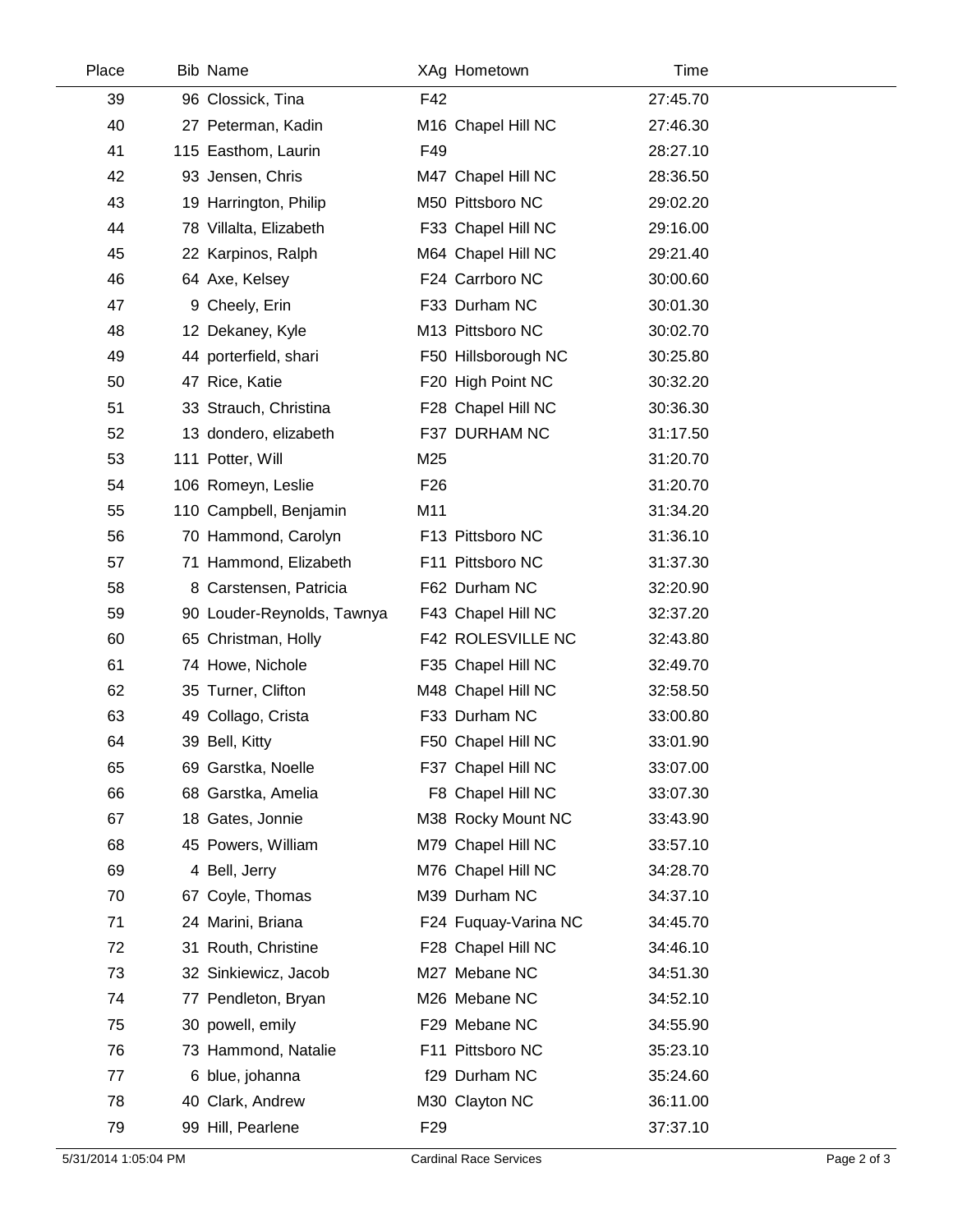| Place | Bib | Name | XAg | Hometown | Time |
|---|---|---|---|---|---|
| 39 | 96 | Clossick, Tina | F42 | | 27:45.70 |
| 40 | 27 | Peterman, Kadin | M16 | Chapel Hill NC | 27:46.30 |
| 41 | 115 | Easthom, Laurin | F49 | | 28:27.10 |
| 42 | 93 | Jensen, Chris | M47 | Chapel Hill NC | 28:36.50 |
| 43 | 19 | Harrington, Philip | M50 | Pittsboro NC | 29:02.20 |
| 44 | 78 | Villalta, Elizabeth | F33 | Chapel Hill NC | 29:16.00 |
| 45 | 22 | Karpinos, Ralph | M64 | Chapel Hill NC | 29:21.40 |
| 46 | 64 | Axe, Kelsey | F24 | Carrboro NC | 30:00.60 |
| 47 | 9 | Cheely, Erin | F33 | Durham NC | 30:01.30 |
| 48 | 12 | Dekaney, Kyle | M13 | Pittsboro NC | 30:02.70 |
| 49 | 44 | porterfield, shari | F50 | Hillsborough NC | 30:25.80 |
| 50 | 47 | Rice, Katie | F20 | High Point NC | 30:32.20 |
| 51 | 33 | Strauch, Christina | F28 | Chapel Hill NC | 30:36.30 |
| 52 | 13 | dondero, elizabeth | F37 | DURHAM NC | 31:17.50 |
| 53 | 111 | Potter, Will | M25 | | 31:20.70 |
| 54 | 106 | Romeyn, Leslie | F26 | | 31:20.70 |
| 55 | 110 | Campbell, Benjamin | M11 | | 31:34.20 |
| 56 | 70 | Hammond, Carolyn | F13 | Pittsboro NC | 31:36.10 |
| 57 | 71 | Hammond, Elizabeth | F11 | Pittsboro NC | 31:37.30 |
| 58 | 8 | Carstensen, Patricia | F62 | Durham NC | 32:20.90 |
| 59 | 90 | Louder-Reynolds, Tawnya | F43 | Chapel Hill NC | 32:37.20 |
| 60 | 65 | Christman, Holly | F42 | ROLESVILLE NC | 32:43.80 |
| 61 | 74 | Howe, Nichole | F35 | Chapel Hill NC | 32:49.70 |
| 62 | 35 | Turner, Clifton | M48 | Chapel Hill NC | 32:58.50 |
| 63 | 49 | Collago, Crista | F33 | Durham NC | 33:00.80 |
| 64 | 39 | Bell, Kitty | F50 | Chapel Hill NC | 33:01.90 |
| 65 | 69 | Garstka, Noelle | F37 | Chapel Hill NC | 33:07.00 |
| 66 | 68 | Garstka, Amelia | F8 | Chapel Hill NC | 33:07.30 |
| 67 | 18 | Gates, Jonnie | M38 | Rocky Mount NC | 33:43.90 |
| 68 | 45 | Powers, William | M79 | Chapel Hill NC | 33:57.10 |
| 69 | 4 | Bell, Jerry | M76 | Chapel Hill NC | 34:28.70 |
| 70 | 67 | Coyle, Thomas | M39 | Durham NC | 34:37.10 |
| 71 | 24 | Marini, Briana | F24 | Fuquay-Varina NC | 34:45.70 |
| 72 | 31 | Routh, Christine | F28 | Chapel Hill NC | 34:46.10 |
| 73 | 32 | Sinkiewicz, Jacob | M27 | Mebane NC | 34:51.30 |
| 74 | 77 | Pendleton, Bryan | M26 | Mebane NC | 34:52.10 |
| 75 | 30 | powell, emily | F29 | Mebane NC | 34:55.90 |
| 76 | 73 | Hammond, Natalie | F11 | Pittsboro NC | 35:23.10 |
| 77 | 6 | blue, johanna | f29 | Durham NC | 35:24.60 |
| 78 | 40 | Clark, Andrew | M30 | Clayton NC | 36:11.00 |
| 79 | 99 | Hill, Pearlene | F29 | | 37:37.10 |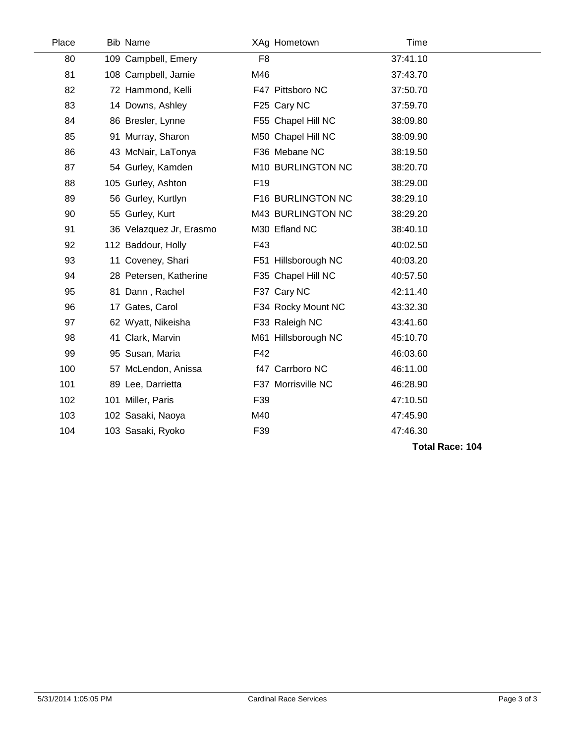| Place | Bib | Name | XAg | Hometown | Time |
|---|---|---|---|---|---|
| 80 | 109 | Campbell, Emery | F8 | | 37:41.10 |
| 81 | 108 | Campbell, Jamie | M46 | | 37:43.70 |
| 82 | 72 | Hammond, Kelli | F47 | Pittsboro NC | 37:50.70 |
| 83 | 14 | Downs, Ashley | F25 | Cary NC | 37:59.70 |
| 84 | 86 | Bresler, Lynne | F55 | Chapel Hill NC | 38:09.80 |
| 85 | 91 | Murray, Sharon | M50 | Chapel Hill NC | 38:09.90 |
| 86 | 43 | McNair, LaTonya | F36 | Mebane NC | 38:19.50 |
| 87 | 54 | Gurley, Kamden | M10 | BURLINGTON NC | 38:20.70 |
| 88 | 105 | Gurley, Ashton | F19 | | 38:29.00 |
| 89 | 56 | Gurley, Kurtlyn | F16 | BURLINGTON NC | 38:29.10 |
| 90 | 55 | Gurley, Kurt | M43 | BURLINGTON NC | 38:29.20 |
| 91 | 36 | Velazquez Jr, Erasmo | M30 | Efland NC | 38:40.10 |
| 92 | 112 | Baddour, Holly | F43 | | 40:02.50 |
| 93 | 11 | Coveney, Shari | F51 | Hillsborough NC | 40:03.20 |
| 94 | 28 | Petersen, Katherine | F35 | Chapel Hill NC | 40:57.50 |
| 95 | 81 | Dann , Rachel | F37 | Cary NC | 42:11.40 |
| 96 | 17 | Gates, Carol | F34 | Rocky Mount NC | 43:32.30 |
| 97 | 62 | Wyatt, Nikeisha | F33 | Raleigh NC | 43:41.60 |
| 98 | 41 | Clark, Marvin | M61 | Hillsborough NC | 45:10.70 |
| 99 | 95 | Susan, Maria | F42 | | 46:03.60 |
| 100 | 57 | McLendon, Anissa | f47 | Carrboro NC | 46:11.00 |
| 101 | 89 | Lee, Darrietta | F37 | Morrisville NC | 46:28.90 |
| 102 | 101 | Miller, Paris | F39 | | 47:10.50 |
| 103 | 102 | Sasaki, Naoya | M40 | | 47:45.90 |
| 104 | 103 | Sasaki, Ryoko | F39 | | 47:46.30 |

**Total Race: 104**

5/31/2014 1:05:05 PM Cardinal Race Services